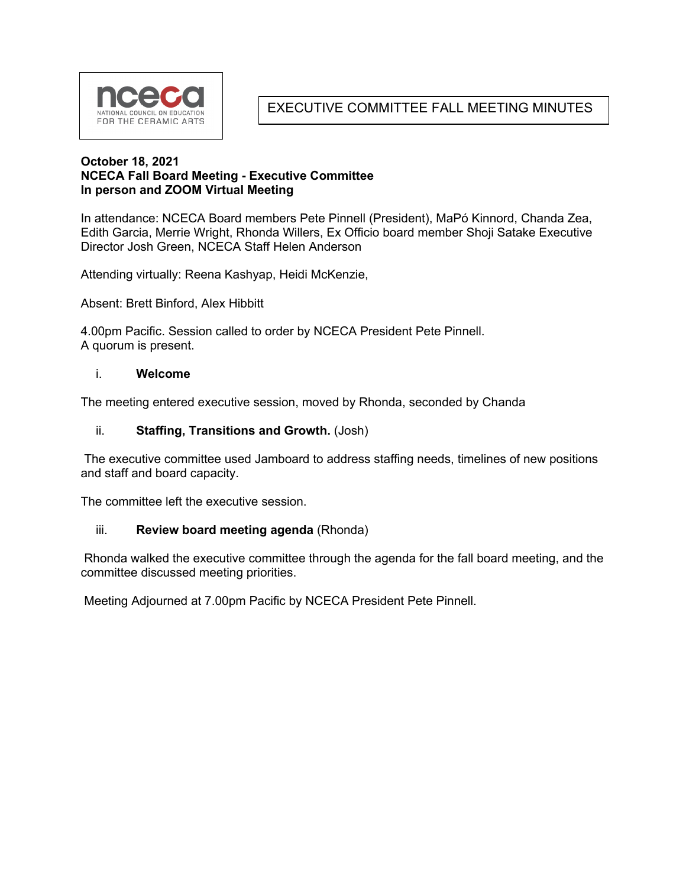nceca
NATIONAL COUNCIL ON EDUCATION FOR THE CERAMIC ARTS

# EXECUTIVE COMMITTEE FALL MEETING MINUTES

**October 18, 2021**
**NCECA Fall Board Meeting - Executive Committee**
**In person and ZOOM Virtual Meeting**

In attendance: NCECA Board members Pete Pinnell (President), MaPó Kinnord, Chanda Zea, Edith Garcia, Merrie Wright, Rhonda Willers, Ex Officio board member Shoji Satake Executive Director Josh Green, NCECA Staff Helen Anderson

Attending virtually: Reena Kashyap, Heidi McKenzie,

Absent: Brett Binford, Alex Hibbitt

4.00pm Pacific. Session called to order by NCECA President Pete Pinnell.
A quorum is present.

i. **Welcome**

The meeting entered executive session, moved by Rhonda, seconded by Chanda

ii. **Staffing, Transitions and Growth.** (Josh)

The executive committee used Jamboard to address staffing needs, timelines of new positions and staff and board capacity.

The committee left the executive session.

iii. **Review board meeting agenda** (Rhonda)

Rhonda walked the executive committee through the agenda for the fall board meeting, and the committee discussed meeting priorities.

Meeting Adjourned at 7.00pm Pacific by NCECA President Pete Pinnell.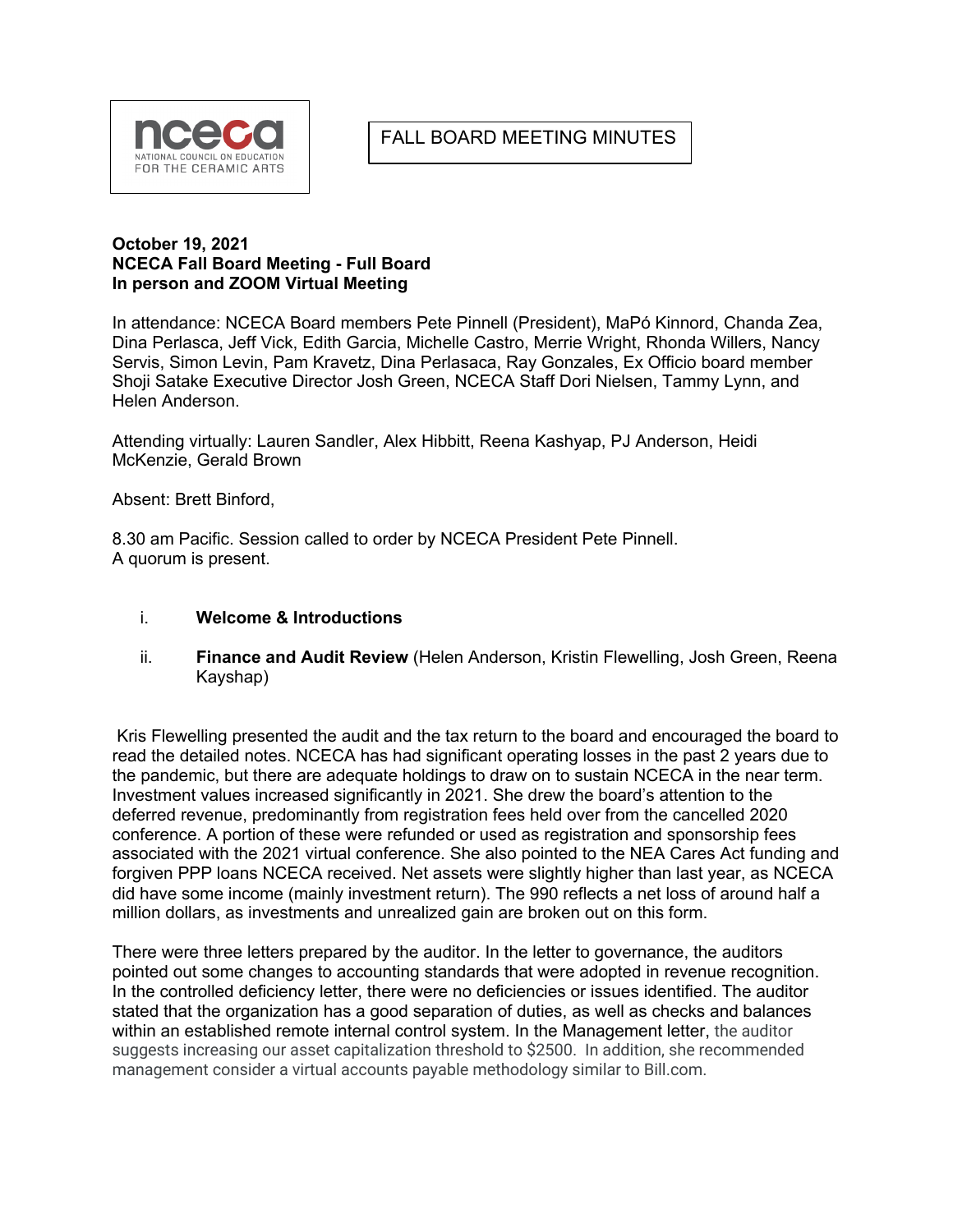nceca NATIONAL COUNCIL ON EDUCATION FOR THE CERAMIC ARTS

FALL BOARD MEETING MINUTES

**October 19, 2021**
**NCECA Fall Board Meeting - Full Board**
**In person and ZOOM Virtual Meeting**

In attendance: NCECA Board members Pete Pinnell (President), MaPó Kinnord, Chanda Zea, Dina Perlasca, Jeff Vick, Edith Garcia, Michelle Castro, Merrie Wright, Rhonda Willers, Nancy Servis, Simon Levin, Pam Kravetz, Dina Perlasaca, Ray Gonzales, Ex Officio board member Shoji Satake Executive Director Josh Green, NCECA Staff Dori Nielsen, Tammy Lynn, and Helen Anderson.

Attending virtually: Lauren Sandler, Alex Hibbitt, Reena Kashyap, PJ Anderson, Heidi McKenzie, Gerald Brown

Absent: Brett Binford,

8.30 am Pacific. Session called to order by NCECA President Pete Pinnell.
A quorum is present.

i. **Welcome & Introductions**

ii. **Finance and Audit Review** (Helen Anderson, Kristin Flewelling, Josh Green, Reena Kayshap)

Kris Flewelling presented the audit and the tax return to the board and encouraged the board to read the detailed notes. NCECA has had significant operating losses in the past 2 years due to the pandemic, but there are adequate holdings to draw on to sustain NCECA in the near term. Investment values increased significantly in 2021. She drew the board's attention to the deferred revenue, predominantly from registration fees held over from the cancelled 2020 conference. A portion of these were refunded or used as registration and sponsorship fees associated with the 2021 virtual conference. She also pointed to the NEA Cares Act funding and forgiven PPP loans NCECA received. Net assets were slightly higher than last year, as NCECA did have some income (mainly investment return). The 990 reflects a net loss of around half a million dollars, as investments and unrealized gain are broken out on this form.

There were three letters prepared by the auditor. In the letter to governance, the auditors pointed out some changes to accounting standards that were adopted in revenue recognition. In the controlled deficiency letter, there were no deficiencies or issues identified. The auditor stated that the organization has a good separation of duties, as well as checks and balances within an established remote internal control system. In the Management letter, the auditor suggests increasing our asset capitalization threshold to $2500. In addition, she recommended management consider a virtual accounts payable methodology similar to Bill.com.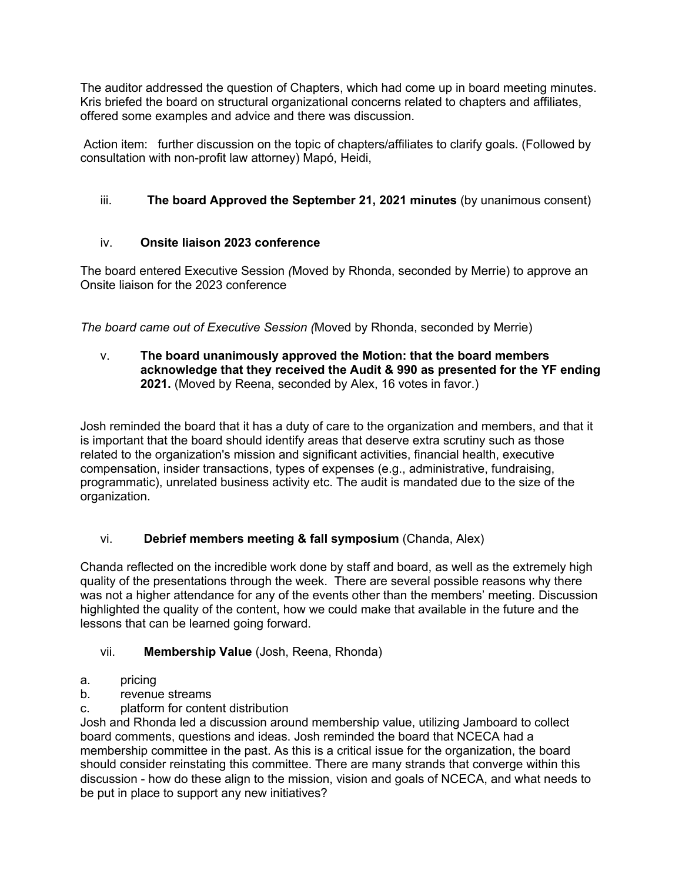The auditor addressed the question of Chapters, which had come up in board meeting minutes. Kris briefed the board on structural organizational concerns related to chapters and affiliates, offered some examples and advice and there was discussion.

Action item: further discussion on the topic of chapters/affiliates to clarify goals. (Followed by consultation with non-profit law attorney) Mapó, Heidi,

iii. **The board Approved the September 21, 2021 minutes** (by unanimous consent)

iv. **Onsite liaison 2023 conference**

The board entered Executive Session *(*Moved by Rhonda, seconded by Merrie) to approve an Onsite liaison for the 2023 conference

*The board came out of Executive Session (*Moved by Rhonda, seconded by Merrie)

v. **The board unanimously approved the Motion: that the board members acknowledge that they received the Audit & 990 as presented for the YF ending 2021.** (Moved by Reena, seconded by Alex, 16 votes in favor.)

Josh reminded the board that it has a duty of care to the organization and members, and that it is important that the board should identify areas that deserve extra scrutiny such as those related to the organization's mission and significant activities, financial health, executive compensation, insider transactions, types of expenses (e.g., administrative, fundraising, programmatic), unrelated business activity etc. The audit is mandated due to the size of the organization.

vi. **Debrief members meeting & fall symposium** (Chanda, Alex)

Chanda reflected on the incredible work done by staff and board, as well as the extremely high quality of the presentations through the week. There are several possible reasons why there was not a higher attendance for any of the events other than the members' meeting. Discussion highlighted the quality of the content, how we could make that available in the future and the lessons that can be learned going forward.

vii. **Membership Value** (Josh, Reena, Rhonda)

a. pricing
b. revenue streams
c. platform for content distribution

Josh and Rhonda led a discussion around membership value, utilizing Jamboard to collect board comments, questions and ideas. Josh reminded the board that NCECA had a membership committee in the past. As this is a critical issue for the organization, the board should consider reinstating this committee. There are many strands that converge within this discussion - how do these align to the mission, vision and goals of NCECA, and what needs to be put in place to support any new initiatives?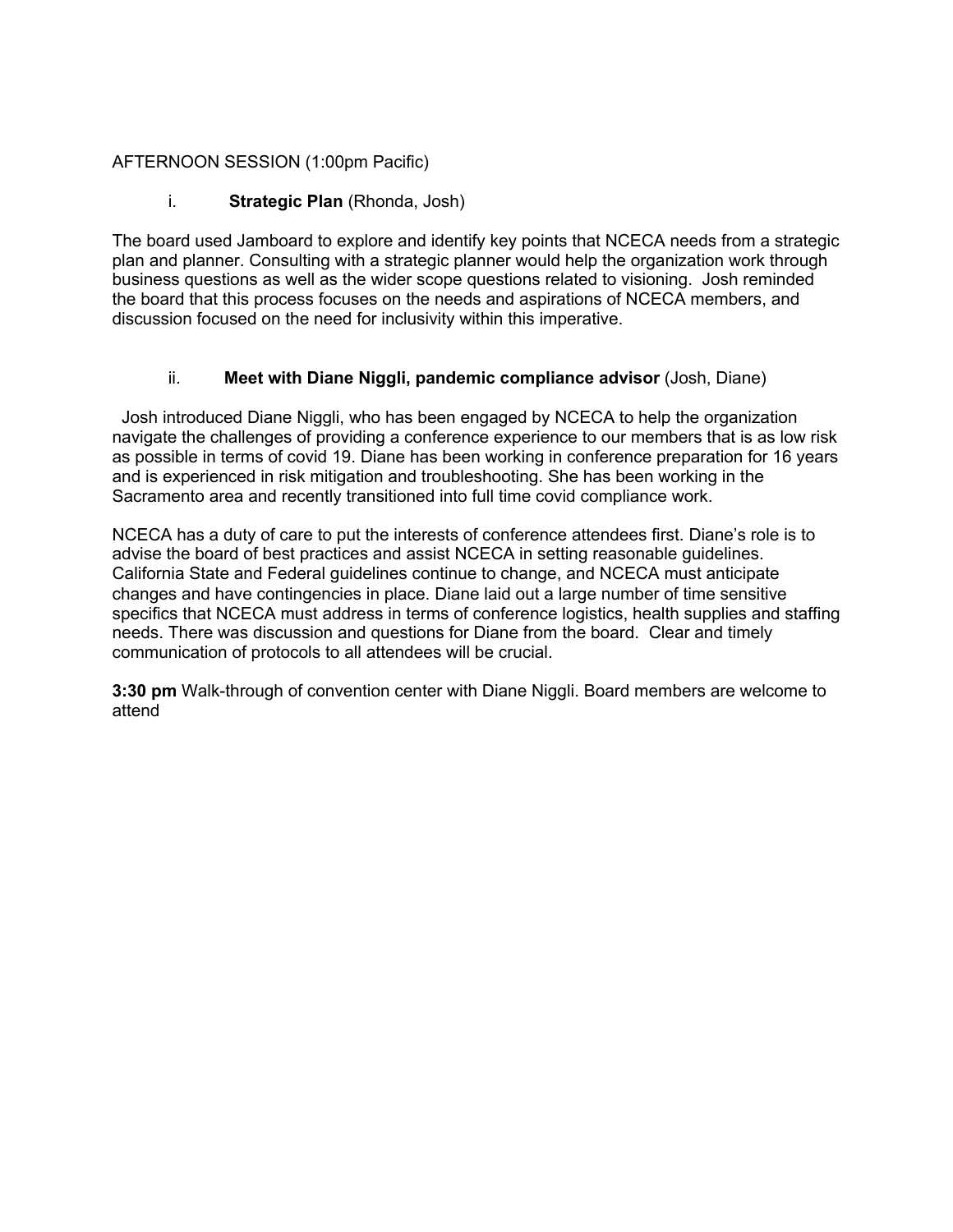AFTERNOON SESSION (1:00pm Pacific)

i. **Strategic Plan** (Rhonda, Josh)

The board used Jamboard to explore and identify key points that NCECA needs from a strategic plan and planner. Consulting with a strategic planner would help the organization work through business questions as well as the wider scope questions related to visioning. Josh reminded the board that this process focuses on the needs and aspirations of NCECA members, and discussion focused on the need for inclusivity within this imperative.

ii. **Meet with Diane Niggli, pandemic compliance advisor** (Josh, Diane)

Josh introduced Diane Niggli, who has been engaged by NCECA to help the organization navigate the challenges of providing a conference experience to our members that is as low risk as possible in terms of covid 19. Diane has been working in conference preparation for 16 years and is experienced in risk mitigation and troubleshooting. She has been working in the Sacramento area and recently transitioned into full time covid compliance work.

NCECA has a duty of care to put the interests of conference attendees first. Diane's role is to advise the board of best practices and assist NCECA in setting reasonable guidelines. California State and Federal guidelines continue to change, and NCECA must anticipate changes and have contingencies in place. Diane laid out a large number of time sensitive specifics that NCECA must address in terms of conference logistics, health supplies and staffing needs. There was discussion and questions for Diane from the board. Clear and timely communication of protocols to all attendees will be crucial.

**3:30 pm** Walk-through of convention center with Diane Niggli. Board members are welcome to attend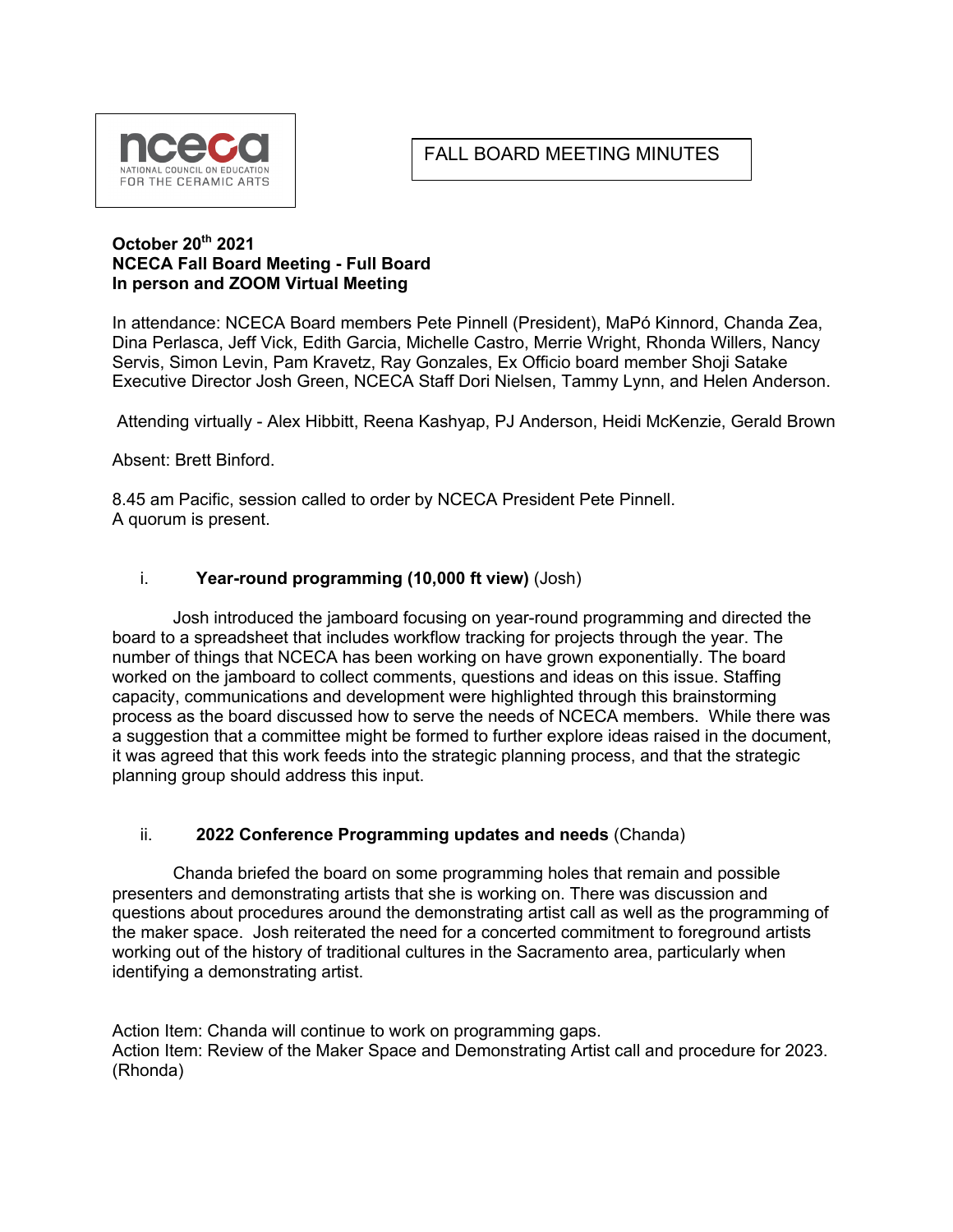nceca
NATIONAL COUNCIL ON EDUCATION
FOR THE CERAMIC ARTS

FALL BOARD MEETING MINUTES

**October 20th 2021**
**NCECA Fall Board Meeting - Full Board**
**In person and ZOOM Virtual Meeting**

In attendance: NCECA Board members Pete Pinnell (President), MaPó Kinnord, Chanda Zea, Dina Perlasca, Jeff Vick, Edith Garcia, Michelle Castro, Merrie Wright, Rhonda Willers, Nancy Servis, Simon Levin, Pam Kravetz, Ray Gonzales, Ex Officio board member Shoji Satake Executive Director Josh Green, NCECA Staff Dori Nielsen, Tammy Lynn, and Helen Anderson.

Attending virtually - Alex Hibbitt, Reena Kashyap, PJ Anderson, Heidi McKenzie, Gerald Brown

Absent: Brett Binford.

8.45 am Pacific, session called to order by NCECA President Pete Pinnell.
A quorum is present.

i. **Year-round programming (10,000 ft view)** (Josh)

Josh introduced the jamboard focusing on year-round programming and directed the board to a spreadsheet that includes workflow tracking for projects through the year. The number of things that NCECA has been working on have grown exponentially. The board worked on the jamboard to collect comments, questions and ideas on this issue. Staffing capacity, communications and development were highlighted through this brainstorming process as the board discussed how to serve the needs of NCECA members. While there was a suggestion that a committee might be formed to further explore ideas raised in the document, it was agreed that this work feeds into the strategic planning process, and that the strategic planning group should address this input.

ii. **2022 Conference Programming updates and needs** (Chanda)

Chanda briefed the board on some programming holes that remain and possible presenters and demonstrating artists that she is working on. There was discussion and questions about procedures around the demonstrating artist call as well as the programming of the maker space. Josh reiterated the need for a concerted commitment to foreground artists working out of the history of traditional cultures in the Sacramento area, particularly when identifying a demonstrating artist.

Action Item: Chanda will continue to work on programming gaps.
Action Item: Review of the Maker Space and Demonstrating Artist call and procedure for 2023. (Rhonda)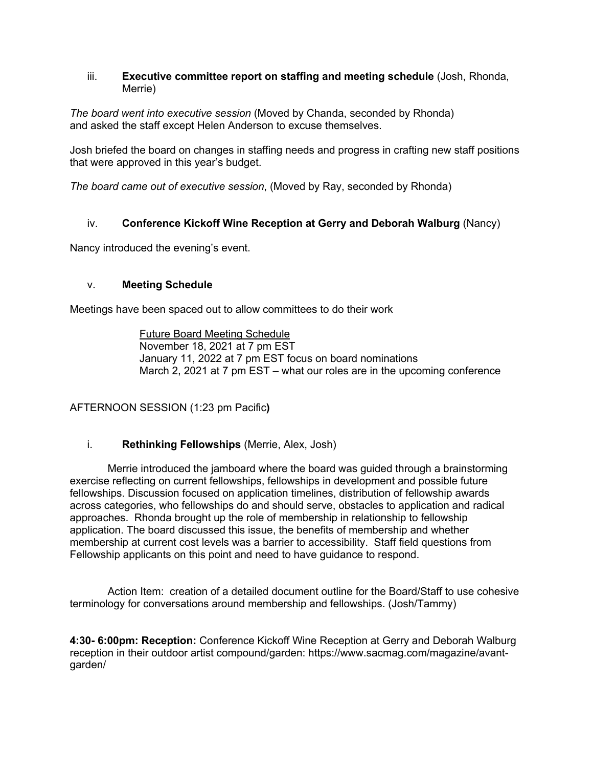iii. **Executive committee report on staffing and meeting schedule** (Josh, Rhonda, Merrie)

*The board went into executive session* (Moved by Chanda, seconded by Rhonda) and asked the staff except Helen Anderson to excuse themselves.

Josh briefed the board on changes in staffing needs and progress in crafting new staff positions that were approved in this year's budget.

*The board came out of executive session*, (Moved by Ray, seconded by Rhonda)

iv. **Conference Kickoff Wine Reception at Gerry and Deborah Walburg** (Nancy)

Nancy introduced the evening's event.

v. **Meeting Schedule**

Meetings have been spaced out to allow committees to do their work

Future Board Meeting Schedule
November 18, 2021 at 7 pm EST
January 11, 2022 at 7 pm EST focus on board nominations
March 2, 2021 at 7 pm EST – what our roles are in the upcoming conference

AFTERNOON SESSION (1:23 pm Pacific**)**

i. **Rethinking Fellowships** (Merrie, Alex, Josh)

Merrie introduced the jamboard where the board was guided through a brainstorming exercise reflecting on current fellowships, fellowships in development and possible future fellowships. Discussion focused on application timelines, distribution of fellowship awards across categories, who fellowships do and should serve, obstacles to application and radical approaches. Rhonda brought up the role of membership in relationship to fellowship application. The board discussed this issue, the benefits of membership and whether membership at current cost levels was a barrier to accessibility. Staff field questions from Fellowship applicants on this point and need to have guidance to respond.

Action Item: creation of a detailed document outline for the Board/Staff to use cohesive terminology for conversations around membership and fellowships. (Josh/Tammy)

**4:30- 6:00pm: Reception:** Conference Kickoff Wine Reception at Gerry and Deborah Walburg reception in their outdoor artist compound/garden: https://www.sacmag.com/magazine/avant-garden/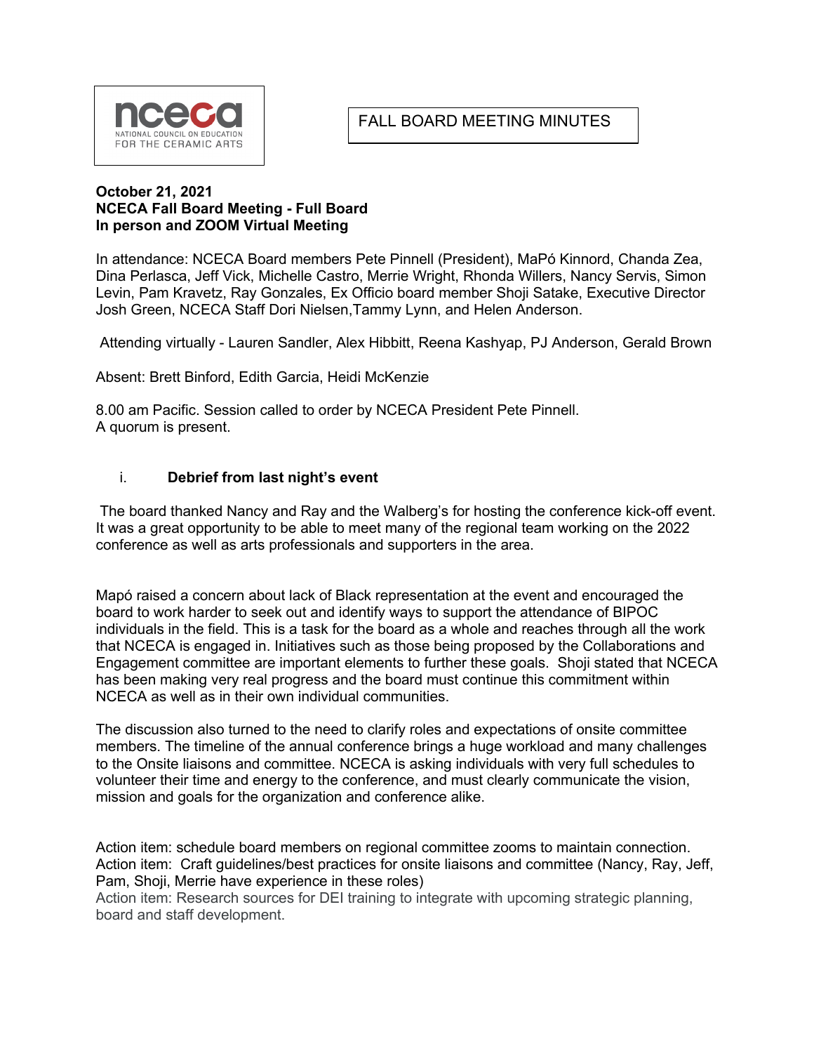nceca
NATIONAL COUNCIL ON EDUCATION FOR THE CERAMIC ARTS

FALL BOARD MEETING MINUTES

**October 21, 2021**
**NCECA Fall Board Meeting - Full Board**
**In person and ZOOM Virtual Meeting**

In attendance: NCECA Board members Pete Pinnell (President), MaPó Kinnord, Chanda Zea, Dina Perlasca, Jeff Vick, Michelle Castro, Merrie Wright, Rhonda Willers, Nancy Servis, Simon Levin, Pam Kravetz, Ray Gonzales, Ex Officio board member Shoji Satake, Executive Director Josh Green, NCECA Staff Dori Nielsen,Tammy Lynn, and Helen Anderson.

Attending virtually - Lauren Sandler, Alex Hibbitt, Reena Kashyap, PJ Anderson, Gerald Brown

Absent: Brett Binford, Edith Garcia, Heidi McKenzie

8.00 am Pacific. Session called to order by NCECA President Pete Pinnell.
A quorum is present.

i. **Debrief from last night's event**

The board thanked Nancy and Ray and the Walberg's for hosting the conference kick-off event. It was a great opportunity to be able to meet many of the regional team working on the 2022 conference as well as arts professionals and supporters in the area.

Mapó raised a concern about lack of Black representation at the event and encouraged the board to work harder to seek out and identify ways to support the attendance of BIPOC individuals in the field. This is a task for the board as a whole and reaches through all the work that NCECA is engaged in. Initiatives such as those being proposed by the Collaborations and Engagement committee are important elements to further these goals. Shoji stated that NCECA has been making very real progress and the board must continue this commitment within NCECA as well as in their own individual communities.

The discussion also turned to the need to clarify roles and expectations of onsite committee members. The timeline of the annual conference brings a huge workload and many challenges to the Onsite liaisons and committee. NCECA is asking individuals with very full schedules to volunteer their time and energy to the conference, and must clearly communicate the vision, mission and goals for the organization and conference alike.

Action item: schedule board members on regional committee zooms to maintain connection.
Action item: Craft guidelines/best practices for onsite liaisons and committee (Nancy, Ray, Jeff, Pam, Shoji, Merrie have experience in these roles)
Action item: Research sources for DEI training to integrate with upcoming strategic planning, board and staff development.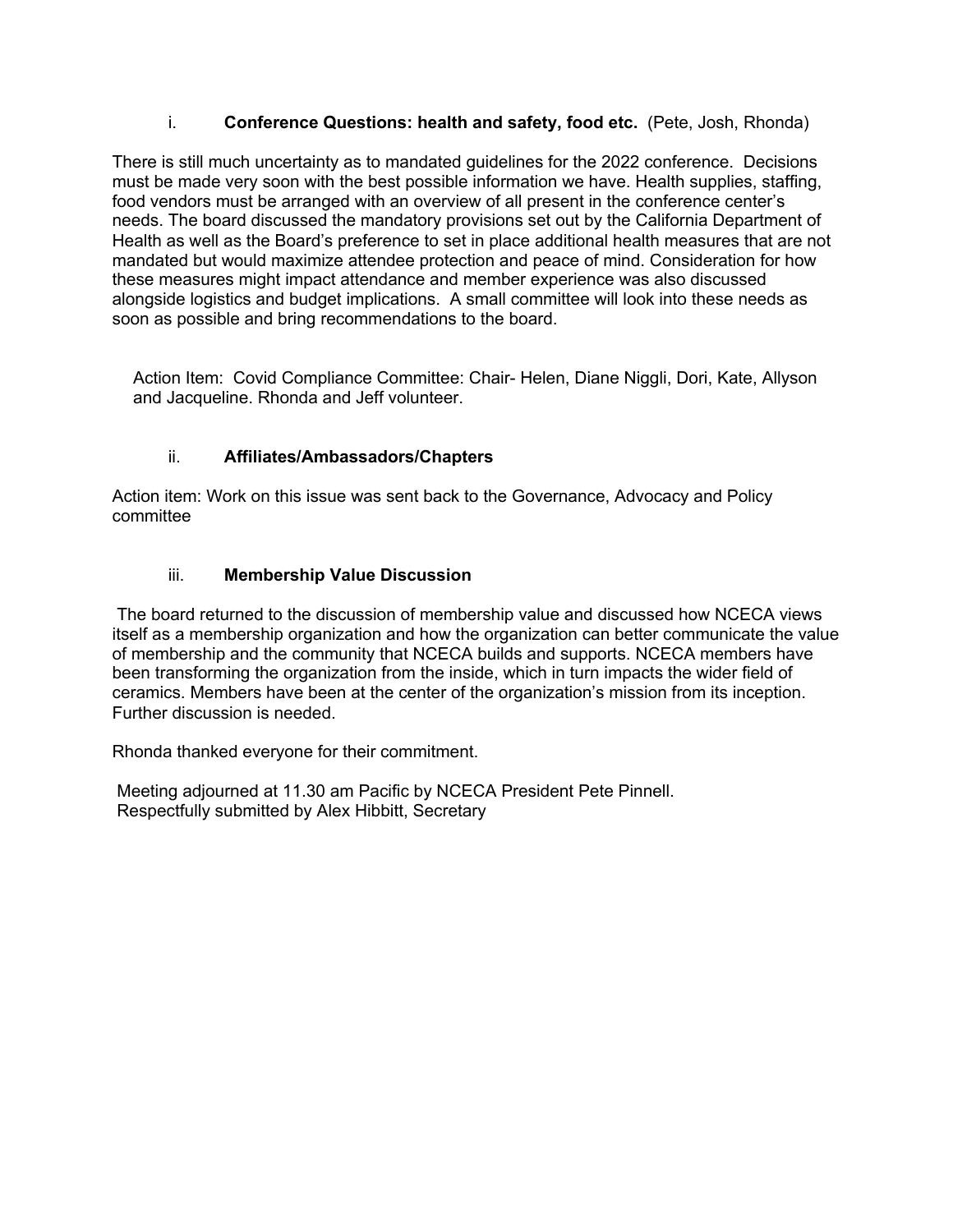i. **Conference Questions: health and safety, food etc.** (Pete, Josh, Rhonda)

There is still much uncertainty as to mandated guidelines for the 2022 conference. Decisions must be made very soon with the best possible information we have. Health supplies, staffing, food vendors must be arranged with an overview of all present in the conference center's needs. The board discussed the mandatory provisions set out by the California Department of Health as well as the Board's preference to set in place additional health measures that are not mandated but would maximize attendee protection and peace of mind. Consideration for how these measures might impact attendance and member experience was also discussed alongside logistics and budget implications. A small committee will look into these needs as soon as possible and bring recommendations to the board.

Action Item: Covid Compliance Committee: Chair- Helen, Diane Niggli, Dori, Kate, Allyson and Jacqueline. Rhonda and Jeff volunteer.

ii. **Affiliates/Ambassadors/Chapters**

Action item: Work on this issue was sent back to the Governance, Advocacy and Policy committee

iii. **Membership Value Discussion**

The board returned to the discussion of membership value and discussed how NCECA views itself as a membership organization and how the organization can better communicate the value of membership and the community that NCECA builds and supports. NCECA members have been transforming the organization from the inside, which in turn impacts the wider field of ceramics. Members have been at the center of the organization's mission from its inception. Further discussion is needed.

Rhonda thanked everyone for their commitment.

Meeting adjourned at 11.30 am Pacific by NCECA President Pete Pinnell.
Respectfully submitted by Alex Hibbitt, Secretary